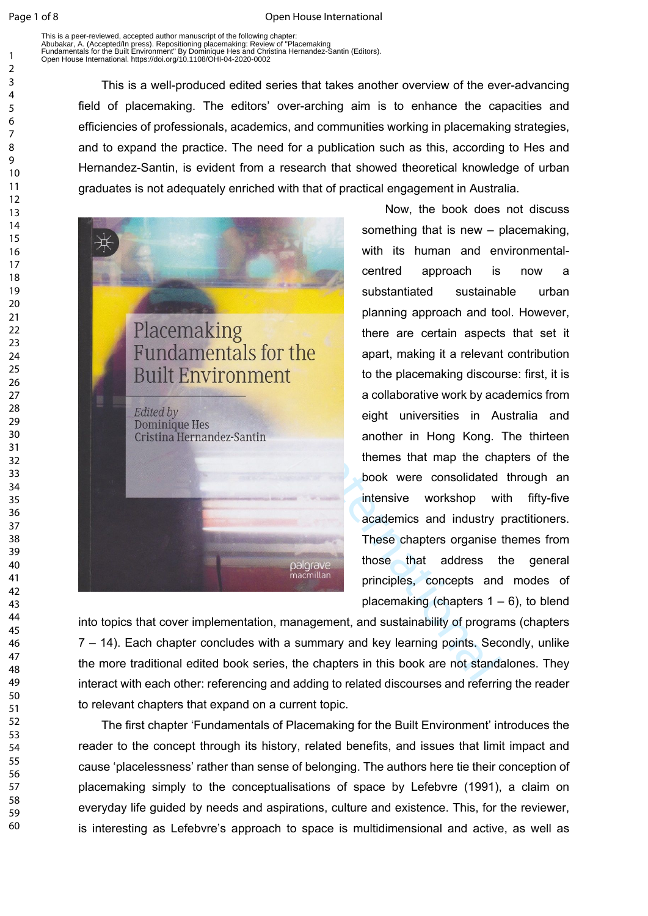This is a peer-reviewed, accepted author manuscript of the following chapter:
Abubakar, A. (Accepted/In press). Repositioning placemaking: Review of "Placemaking Fundamentals for the Built Environment" By Dominique Hes and Christina Hernandez-Santin (Editors). Open House International. https://doi.org/10.1108/OHI-04-2020-0002

This is a well-produced edited series that takes another overview of the ever-advancing field of placemaking. The editors' over-arching aim is to enhance the capacities and efficiencies of professionals, academics, and communities working in placemaking strategies, and to expand the practice. The need for a publication such as this, according to Hes and Hernandez-Santin, is evident from a research that showed theoretical knowledge of urban graduates is not adequately enriched with that of practical engagement in Australia.

Now, the book does not discuss something that is new – placemaking, with its human and environmental-centred approach is now a substantiated sustainable urban planning approach and tool. However, there are certain aspects that set it apart, making it a relevant contribution to the placemaking discourse: first, it is a collaborative work by academics from eight universities in Australia and another in Hong Kong. The thirteen themes that map the chapters of the book were consolidated through an intensive workshop with fifty-five academics and industry practitioners. These chapters organise themes from those that address the general principles, concepts and modes of placemaking (chapters 1 – 6), to blend into topics that cover implementation, management, and sustainability of programs (chapters 7 – 14). Each chapter concludes with a summary and key learning points. Secondly, unlike the more traditional edited book series, the chapters in this book are not standalones. They interact with each other: referencing and adding to related discourses and referring the reader to relevant chapters that expand on a current topic.

The first chapter 'Fundamentals of Placemaking for the Built Environment' introduces the reader to the concept through its history, related benefits, and issues that limit impact and cause 'placelessness' rather than sense of belonging. The authors here tie their conception of placemaking simply to the conceptualisations of space by Lefebvre (1991), a claim on everyday life guided by needs and aspirations, culture and existence. This, for the reviewer, is interesting as Lefebvre's approach to space is multidimensional and active, as well as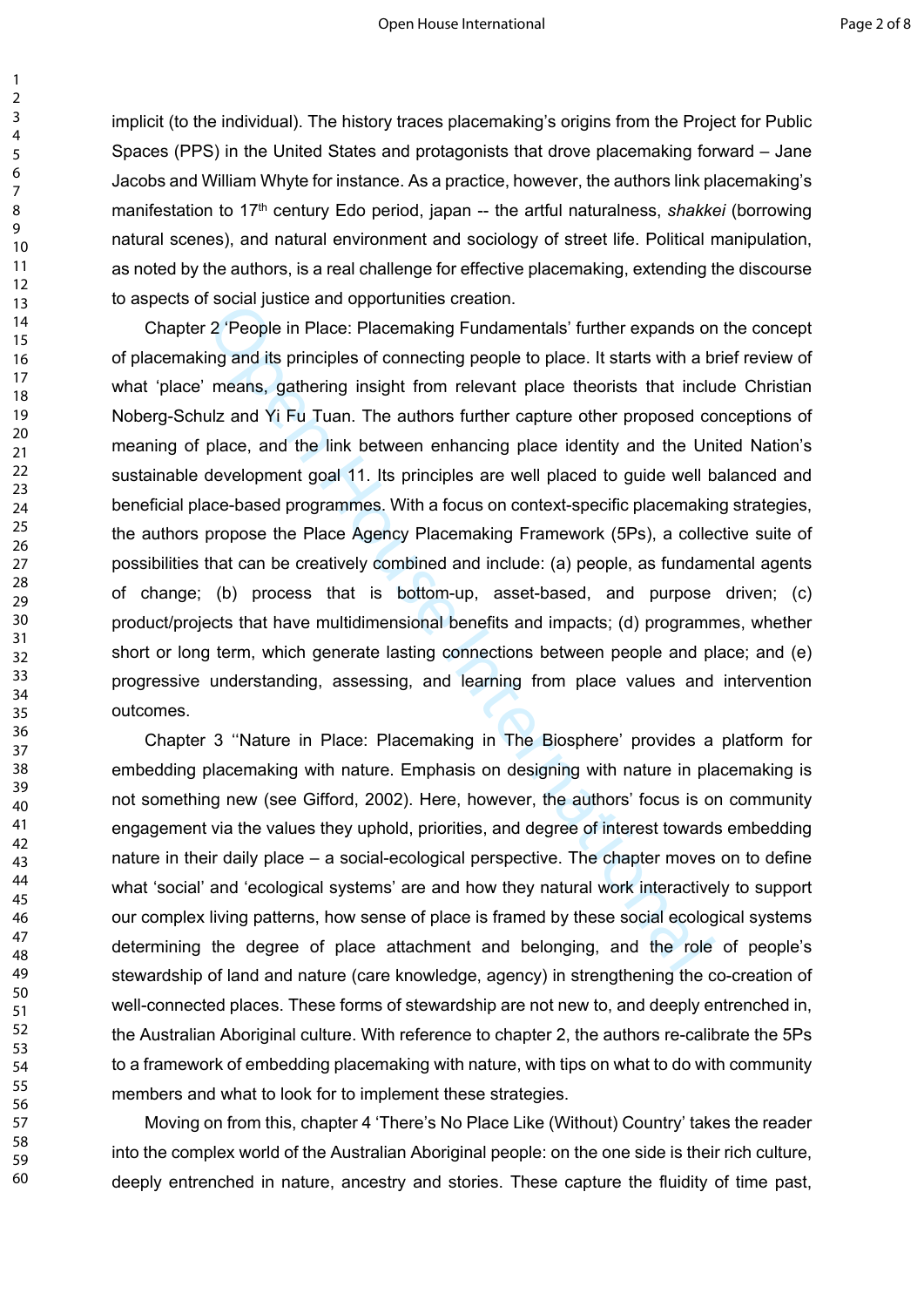implicit (to the individual). The history traces placemaking's origins from the Project for Public Spaces (PPS) in the United States and protagonists that drove placemaking forward – Jane Jacobs and William Whyte for instance. As a practice, however, the authors link placemaking's manifestation to 17th century Edo period, japan -- the artful naturalness, *shakkei* (borrowing natural scenes), and natural environment and sociology of street life. Political manipulation, as noted by the authors, is a real challenge for effective placemaking, extending the discourse to aspects of social justice and opportunities creation.

Chapter 2 'People in Place: Placemaking Fundamentals' further expands on the concept of placemaking and its principles of connecting people to place. It starts with a brief review of what 'place' means, gathering insight from relevant place theorists that include Christian Noberg-Schulz and Yi Fu Tuan. The authors further capture other proposed conceptions of meaning of place, and the link between enhancing place identity and the United Nation's sustainable development goal 11. Its principles are well placed to guide well balanced and beneficial place-based programmes. With a focus on context-specific placemaking strategies, the authors propose the Place Agency Placemaking Framework (5Ps), a collective suite of possibilities that can be creatively combined and include: (a) people, as fundamental agents of change; (b) process that is bottom-up, asset-based, and purpose driven; (c) product/projects that have multidimensional benefits and impacts; (d) programmes, whether short or long term, which generate lasting connections between people and place; and (e) progressive understanding, assessing, and learning from place values and intervention outcomes.

Chapter 3 ''Nature in Place: Placemaking in The Biosphere' provides a platform for embedding placemaking with nature. Emphasis on designing with nature in placemaking is not something new (see Gifford, 2002). Here, however, the authors' focus is on community engagement via the values they uphold, priorities, and degree of interest towards embedding nature in their daily place – a social-ecological perspective. The chapter moves on to define what 'social' and 'ecological systems' are and how they natural work interactively to support our complex living patterns, how sense of place is framed by these social ecological systems determining the degree of place attachment and belonging, and the role of people's stewardship of land and nature (care knowledge, agency) in strengthening the co-creation of well-connected places. These forms of stewardship are not new to, and deeply entrenched in, the Australian Aboriginal culture. With reference to chapter 2, the authors re-calibrate the 5Ps to a framework of embedding placemaking with nature, with tips on what to do with community members and what to look for to implement these strategies.

Moving on from this, chapter 4 'There's No Place Like (Without) Country' takes the reader into the complex world of the Australian Aboriginal people: on the one side is their rich culture, deeply entrenched in nature, ancestry and stories. These capture the fluidity of time past,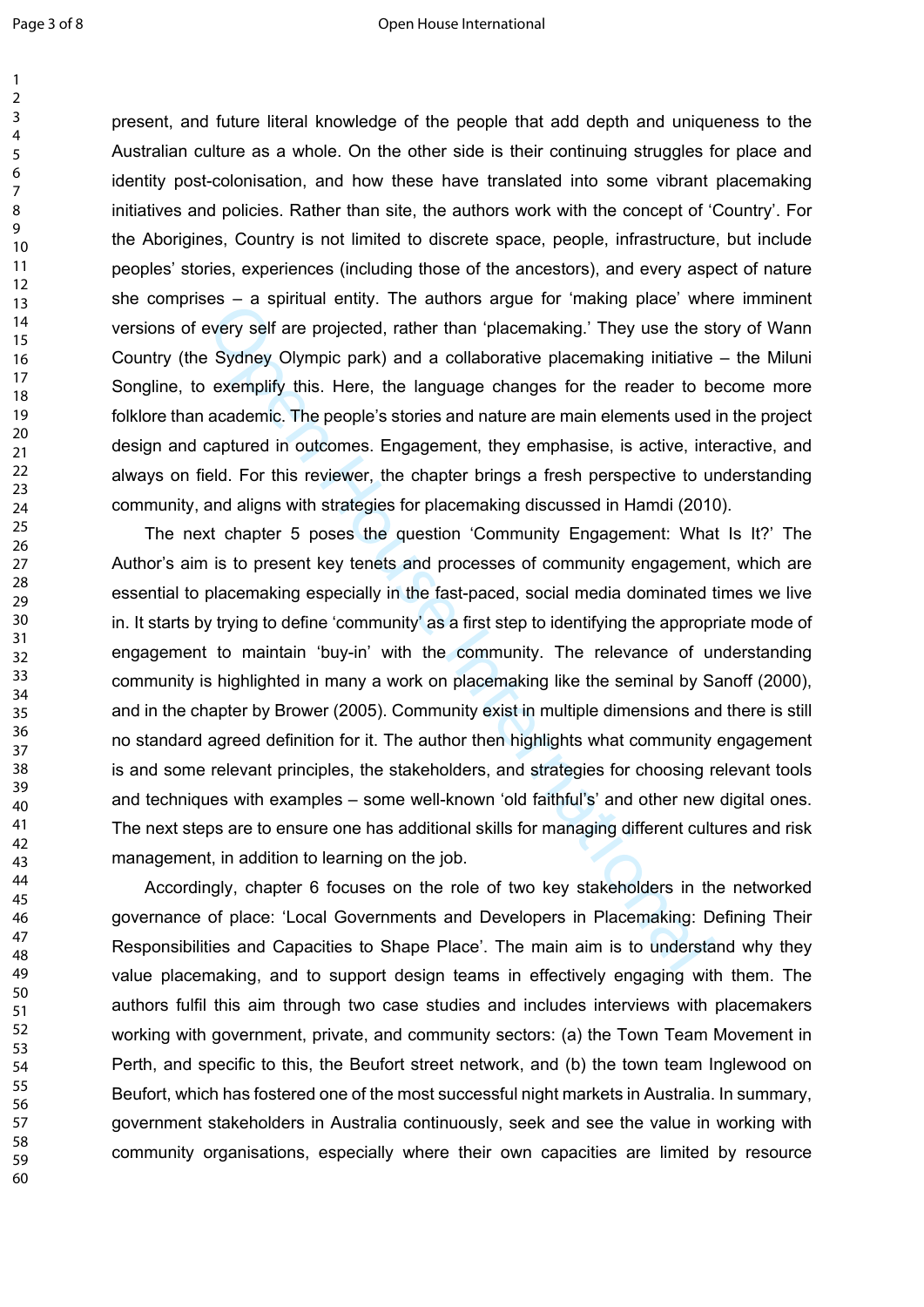present, and future literal knowledge of the people that add depth and uniqueness to the Australian culture as a whole. On the other side is their continuing struggles for place and identity post-colonisation, and how these have translated into some vibrant placemaking initiatives and policies. Rather than site, the authors work with the concept of 'Country'. For the Aborigines, Country is not limited to discrete space, people, infrastructure, but include peoples' stories, experiences (including those of the ancestors), and every aspect of nature she comprises – a spiritual entity. The authors argue for 'making place' where imminent versions of every self are projected, rather than 'placemaking.' They use the story of Wann Country (the Sydney Olympic park) and a collaborative placemaking initiative – the Miluni Songline, to exemplify this. Here, the language changes for the reader to become more folklore than academic. The people's stories and nature are main elements used in the project design and captured in outcomes. Engagement, they emphasise, is active, interactive, and always on field. For this reviewer, the chapter brings a fresh perspective to understanding community, and aligns with strategies for placemaking discussed in Hamdi (2010).

The next chapter 5 poses the question 'Community Engagement: What Is It?' The Author's aim is to present key tenets and processes of community engagement, which are essential to placemaking especially in the fast-paced, social media dominated times we live in. It starts by trying to define 'community' as a first step to identifying the appropriate mode of engagement to maintain 'buy-in' with the community. The relevance of understanding community is highlighted in many a work on placemaking like the seminal by Sanoff (2000), and in the chapter by Brower (2005). Community exist in multiple dimensions and there is still no standard agreed definition for it. The author then highlights what community engagement is and some relevant principles, the stakeholders, and strategies for choosing relevant tools and techniques with examples – some well-known 'old faithful's' and other new digital ones. The next steps are to ensure one has additional skills for managing different cultures and risk management, in addition to learning on the job.

Accordingly, chapter 6 focuses on the role of two key stakeholders in the networked governance of place: 'Local Governments and Developers in Placemaking: Defining Their Responsibilities and Capacities to Shape Place'. The main aim is to understand why they value placemaking, and to support design teams in effectively engaging with them. The authors fulfil this aim through two case studies and includes interviews with placemakers working with government, private, and community sectors: (a) the Town Team Movement in Perth, and specific to this, the Beufort street network, and (b) the town team Inglewood on Beufort, which has fostered one of the most successful night markets in Australia. In summary, government stakeholders in Australia continuously, seek and see the value in working with community organisations, especially where their own capacities are limited by resource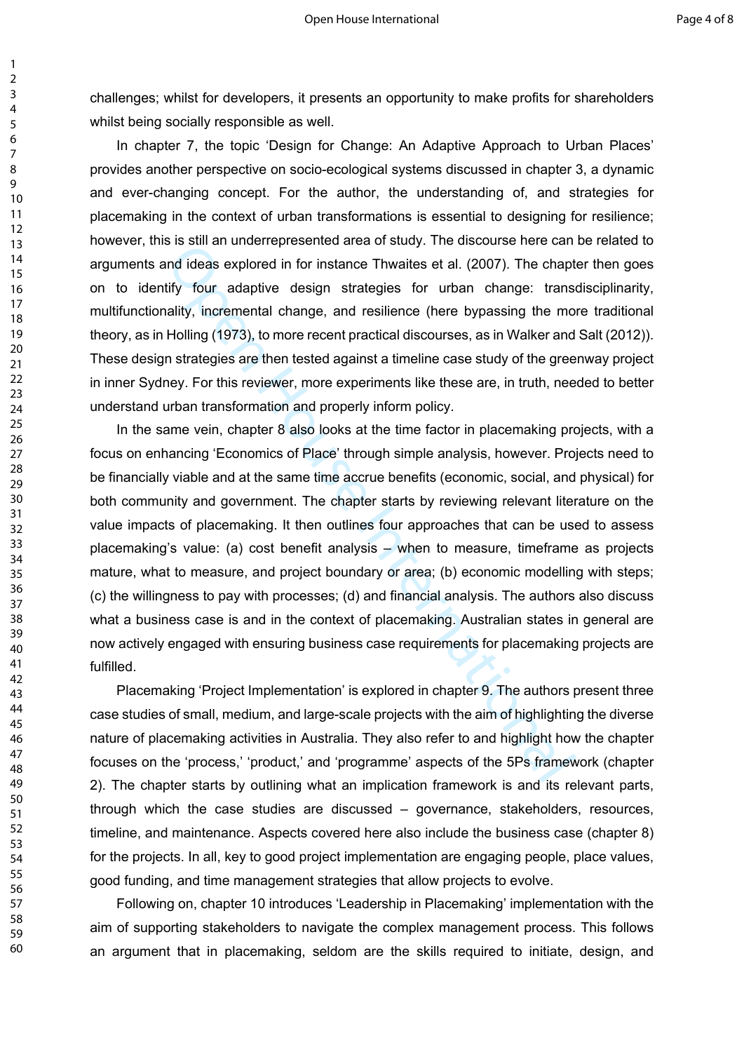challenges; whilst for developers, it presents an opportunity to make profits for shareholders whilst being socially responsible as well.

In chapter 7, the topic 'Design for Change: An Adaptive Approach to Urban Places' provides another perspective on socio-ecological systems discussed in chapter 3, a dynamic and ever-changing concept. For the author, the understanding of, and strategies for placemaking in the context of urban transformations is essential to designing for resilience; however, this is still an underrepresented area of study. The discourse here can be related to arguments and ideas explored in for instance Thwaites et al. (2007). The chapter then goes on to identify four adaptive design strategies for urban change: transdisciplinarity, multifunctionality, incremental change, and resilience (here bypassing the more traditional theory, as in Holling (1973), to more recent practical discourses, as in Walker and Salt (2012)). These design strategies are then tested against a timeline case study of the greenway project in inner Sydney. For this reviewer, more experiments like these are, in truth, needed to better understand urban transformation and properly inform policy.

In the same vein, chapter 8 also looks at the time factor in placemaking projects, with a focus on enhancing 'Economics of Place' through simple analysis, however. Projects need to be financially viable and at the same time accrue benefits (economic, social, and physical) for both community and government. The chapter starts by reviewing relevant literature on the value impacts of placemaking. It then outlines four approaches that can be used to assess placemaking's value: (a) cost benefit analysis – when to measure, timeframe as projects mature, what to measure, and project boundary or area; (b) economic modelling with steps; (c) the willingness to pay with processes; (d) and financial analysis. The authors also discuss what a business case is and in the context of placemaking. Australian states in general are now actively engaged with ensuring business case requirements for placemaking projects are fulfilled.

Placemaking 'Project Implementation' is explored in chapter 9. The authors present three case studies of small, medium, and large-scale projects with the aim of highlighting the diverse nature of placemaking activities in Australia. They also refer to and highlight how the chapter focuses on the 'process,' 'product,' and 'programme' aspects of the 5Ps framework (chapter 2). The chapter starts by outlining what an implication framework is and its relevant parts, through which the case studies are discussed – governance, stakeholders, resources, timeline, and maintenance. Aspects covered here also include the business case (chapter 8) for the projects. In all, key to good project implementation are engaging people, place values, good funding, and time management strategies that allow projects to evolve.

Following on, chapter 10 introduces 'Leadership in Placemaking' implementation with the aim of supporting stakeholders to navigate the complex management process. This follows an argument that in placemaking, seldom are the skills required to initiate, design, and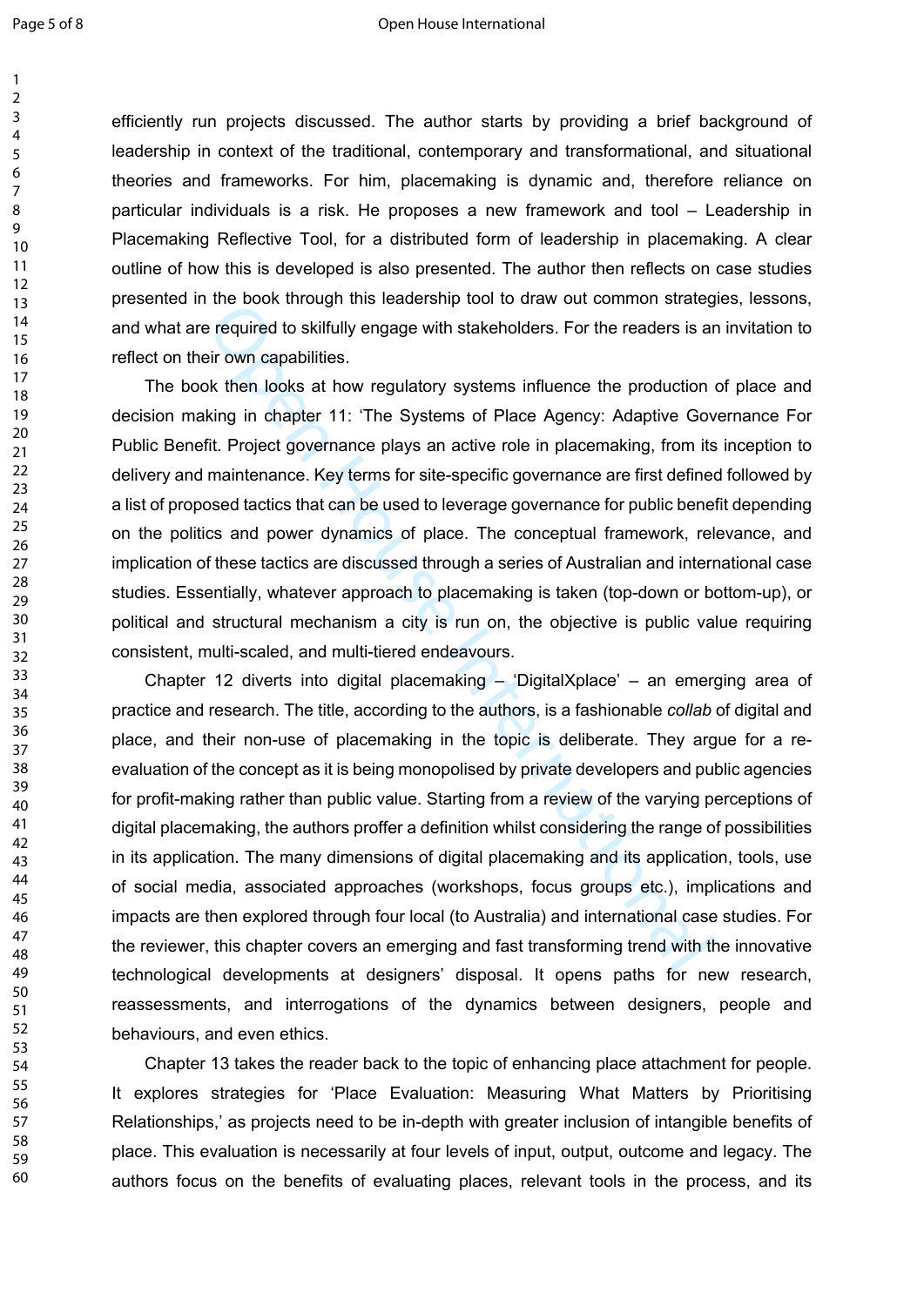efficiently run projects discussed. The author starts by providing a brief background of leadership in context of the traditional, contemporary and transformational, and situational theories and frameworks. For him, placemaking is dynamic and, therefore reliance on particular individuals is a risk. He proposes a new framework and tool – Leadership in Placemaking Reflective Tool, for a distributed form of leadership in placemaking. A clear outline of how this is developed is also presented. The author then reflects on case studies presented in the book through this leadership tool to draw out common strategies, lessons, and what are required to skilfully engage with stakeholders. For the readers is an invitation to reflect on their own capabilities.

The book then looks at how regulatory systems influence the production of place and decision making in chapter 11: 'The Systems of Place Agency: Adaptive Governance For Public Benefit. Project governance plays an active role in placemaking, from its inception to delivery and maintenance. Key terms for site-specific governance are first defined followed by a list of proposed tactics that can be used to leverage governance for public benefit depending on the politics and power dynamics of place. The conceptual framework, relevance, and implication of these tactics are discussed through a series of Australian and international case studies. Essentially, whatever approach to placemaking is taken (top-down or bottom-up), or political and structural mechanism a city is run on, the objective is public value requiring consistent, multi-scaled, and multi-tiered endeavours.

Chapter 12 diverts into digital placemaking – 'DigitalXplace' – an emerging area of practice and research. The title, according to the authors, is a fashionable *collab* of digital and place, and their non-use of placemaking in the topic is deliberate. They argue for a re-evaluation of the concept as it is being monopolised by private developers and public agencies for profit-making rather than public value. Starting from a review of the varying perceptions of digital placemaking, the authors proffer a definition whilst considering the range of possibilities in its application. The many dimensions of digital placemaking and its application, tools, use of social media, associated approaches (workshops, focus groups etc.), implications and impacts are then explored through four local (to Australia) and international case studies. For the reviewer, this chapter covers an emerging and fast transforming trend with the innovative technological developments at designers' disposal. It opens paths for new research, reassessments, and interrogations of the dynamics between designers, people and behaviours, and even ethics.

Chapter 13 takes the reader back to the topic of enhancing place attachment for people. It explores strategies for 'Place Evaluation: Measuring What Matters by Prioritising Relationships,' as projects need to be in-depth with greater inclusion of intangible benefits of place. This evaluation is necessarily at four levels of input, output, outcome and legacy. The authors focus on the benefits of evaluating places, relevant tools in the process, and its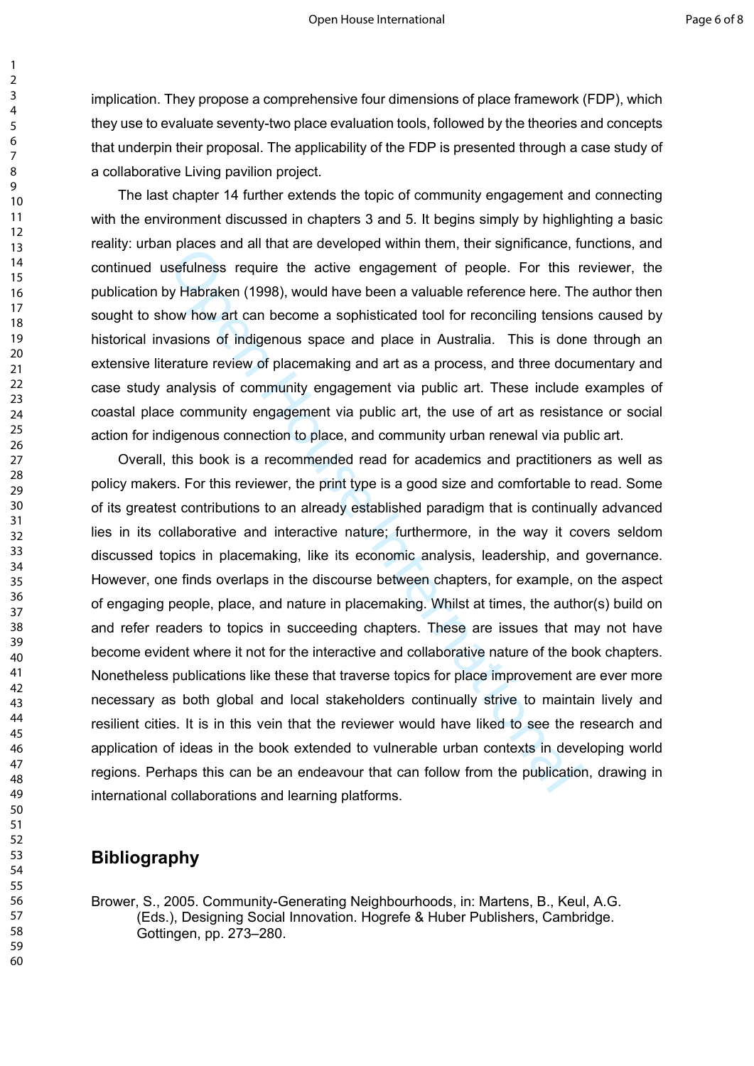implication. They propose a comprehensive four dimensions of place framework (FDP), which they use to evaluate seventy-two place evaluation tools, followed by the theories and concepts that underpin their proposal. The applicability of the FDP is presented through a case study of a collaborative Living pavilion project.

The last chapter 14 further extends the topic of community engagement and connecting with the environment discussed in chapters 3 and 5. It begins simply by highlighting a basic reality: urban places and all that are developed within them, their significance, functions, and continued usefulness require the active engagement of people. For this reviewer, the publication by Habraken (1998), would have been a valuable reference here. The author then sought to show how art can become a sophisticated tool for reconciling tensions caused by historical invasions of indigenous space and place in Australia. This is done through an extensive literature review of placemaking and art as a process, and three documentary and case study analysis of community engagement via public art. These include examples of coastal place community engagement via public art, the use of art as resistance or social action for indigenous connection to place, and community urban renewal via public art.

Overall, this book is a recommended read for academics and practitioners as well as policy makers. For this reviewer, the print type is a good size and comfortable to read. Some of its greatest contributions to an already established paradigm that is continually advanced lies in its collaborative and interactive nature; furthermore, in the way it covers seldom discussed topics in placemaking, like its economic analysis, leadership, and governance. However, one finds overlaps in the discourse between chapters, for example, on the aspect of engaging people, place, and nature in placemaking. Whilst at times, the author(s) build on and refer readers to topics in succeeding chapters. These are issues that may not have become evident where it not for the interactive and collaborative nature of the book chapters. Nonetheless publications like these that traverse topics for place improvement are ever more necessary as both global and local stakeholders continually strive to maintain lively and resilient cities. It is in this vein that the reviewer would have liked to see the research and application of ideas in the book extended to vulnerable urban contexts in developing world regions. Perhaps this can be an endeavour that can follow from the publication, drawing in international collaborations and learning platforms.

## Bibliography

Brower, S., 2005. Community-Generating Neighbourhoods, in: Martens, B., Keul, A.G. (Eds.), Designing Social Innovation. Hogrefe & Huber Publishers, Cambridge. Gottingen, pp. 273–280.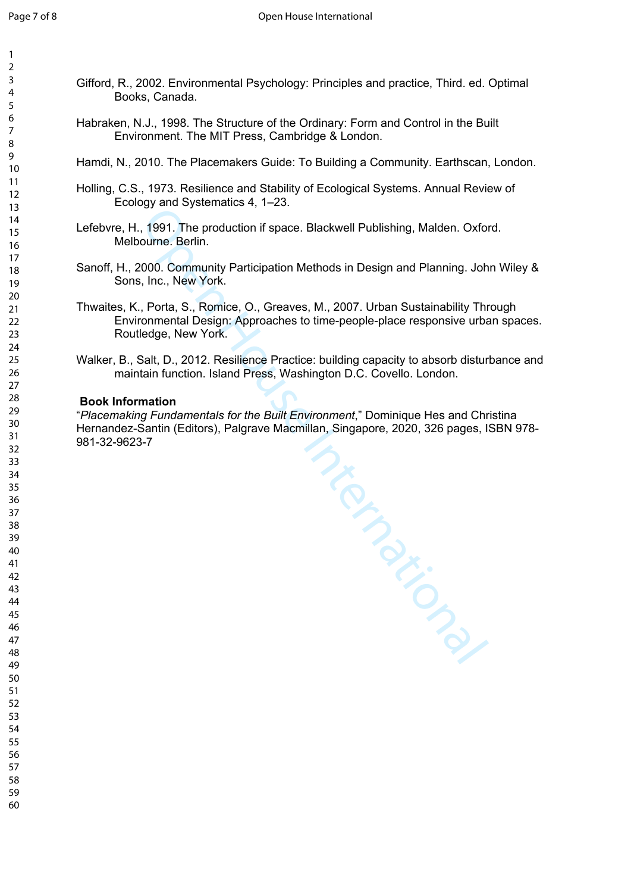Gifford, R., 2002. Environmental Psychology: Principles and practice, Third. ed. Optimal Books, Canada.

Habraken, N.J., 1998. The Structure of the Ordinary: Form and Control in the Built Environment. The MIT Press, Cambridge & London.

Hamdi, N., 2010. The Placemakers Guide: To Building a Community. Earthscan, London.

Holling, C.S., 1973. Resilience and Stability of Ecological Systems. Annual Review of Ecology and Systematics 4, 1–23.

Lefebvre, H., 1991. The production if space. Blackwell Publishing, Malden. Oxford. Melbourne. Berlin.

Sanoff, H., 2000. Community Participation Methods in Design and Planning. John Wiley & Sons, Inc., New York.

Thwaites, K., Porta, S., Romice, O., Greaves, M., 2007. Urban Sustainability Through Environmental Design: Approaches to time-people-place responsive urban spaces. Routledge, New York.

Walker, B., Salt, D., 2012. Resilience Practice: building capacity to absorb disturbance and maintain function. Island Press, Washington D.C. Covello. London.

**Book Information**

"*Placemaking Fundamentals for the Built Environment*," Dominique Hes and Christina Hernandez-Santin (Editors), Palgrave Macmillan, Singapore, 2020, 326 pages, ISBN 978-981-32-9623-7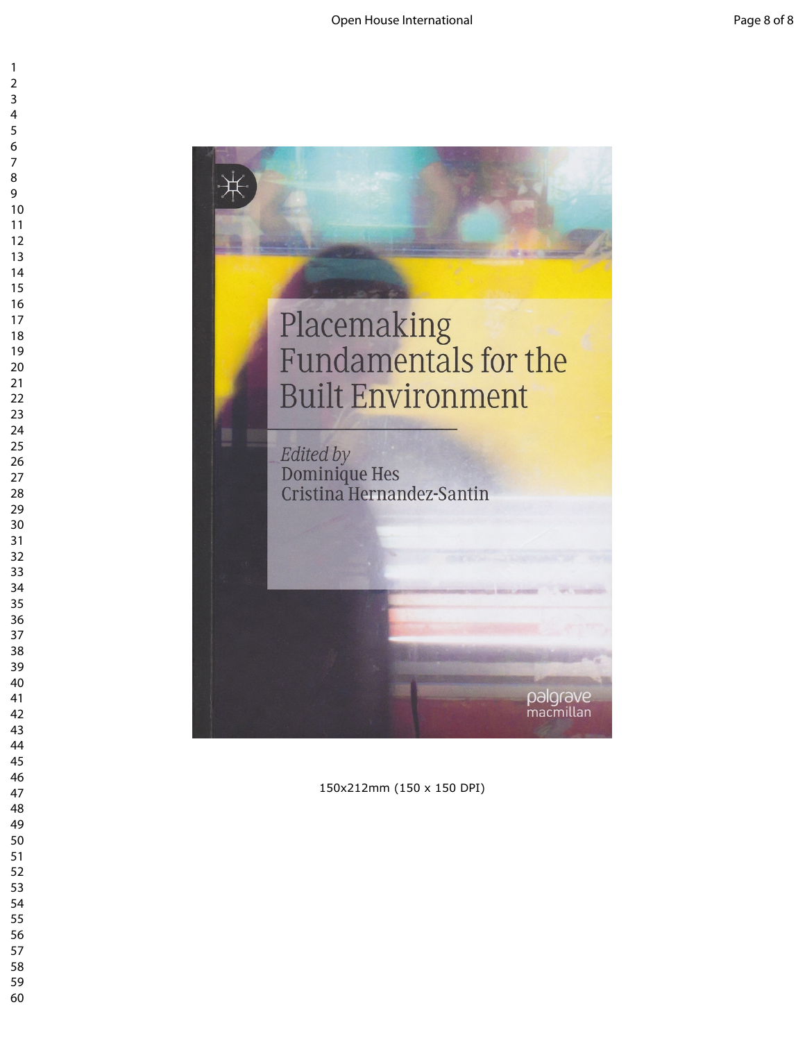Placemaking Fundamentals for the Built Environment

*Edited by*
Dominique Hes
Cristina Hernandez-Santin

palgrave macmillan

150x212mm (150 x 150 DPI)